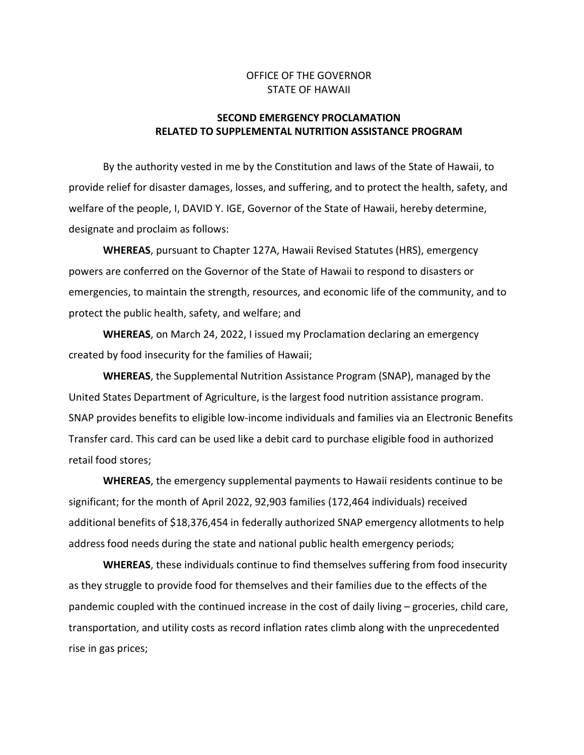OFFICE OF THE GOVERNOR
STATE OF HAWAII

# SECOND EMERGENCY PROCLAMATION RELATED TO SUPPLEMENTAL NUTRITION ASSISTANCE PROGRAM

By the authority vested in me by the Constitution and laws of the State of Hawaii, to provide relief for disaster damages, losses, and suffering, and to protect the health, safety, and welfare of the people, I, DAVID Y. IGE, Governor of the State of Hawaii, hereby determine, designate and proclaim as follows:

**WHEREAS**, pursuant to Chapter 127A, Hawaii Revised Statutes (HRS), emergency powers are conferred on the Governor of the State of Hawaii to respond to disasters or emergencies, to maintain the strength, resources, and economic life of the community, and to protect the public health, safety, and welfare; and

**WHEREAS**, on March 24, 2022, I issued my Proclamation declaring an emergency created by food insecurity for the families of Hawaii;

**WHEREAS**, the Supplemental Nutrition Assistance Program (SNAP), managed by the United States Department of Agriculture, is the largest food nutrition assistance program. SNAP provides benefits to eligible low-income individuals and families via an Electronic Benefits Transfer card. This card can be used like a debit card to purchase eligible food in authorized retail food stores;

**WHEREAS**, the emergency supplemental payments to Hawaii residents continue to be significant; for the month of April 2022, 92,903 families (172,464 individuals) received additional benefits of $18,376,454 in federally authorized SNAP emergency allotments to help address food needs during the state and national public health emergency periods;

**WHEREAS**, these individuals continue to find themselves suffering from food insecurity as they struggle to provide food for themselves and their families due to the effects of the pandemic coupled with the continued increase in the cost of daily living – groceries, child care, transportation, and utility costs as record inflation rates climb along with the unprecedented rise in gas prices;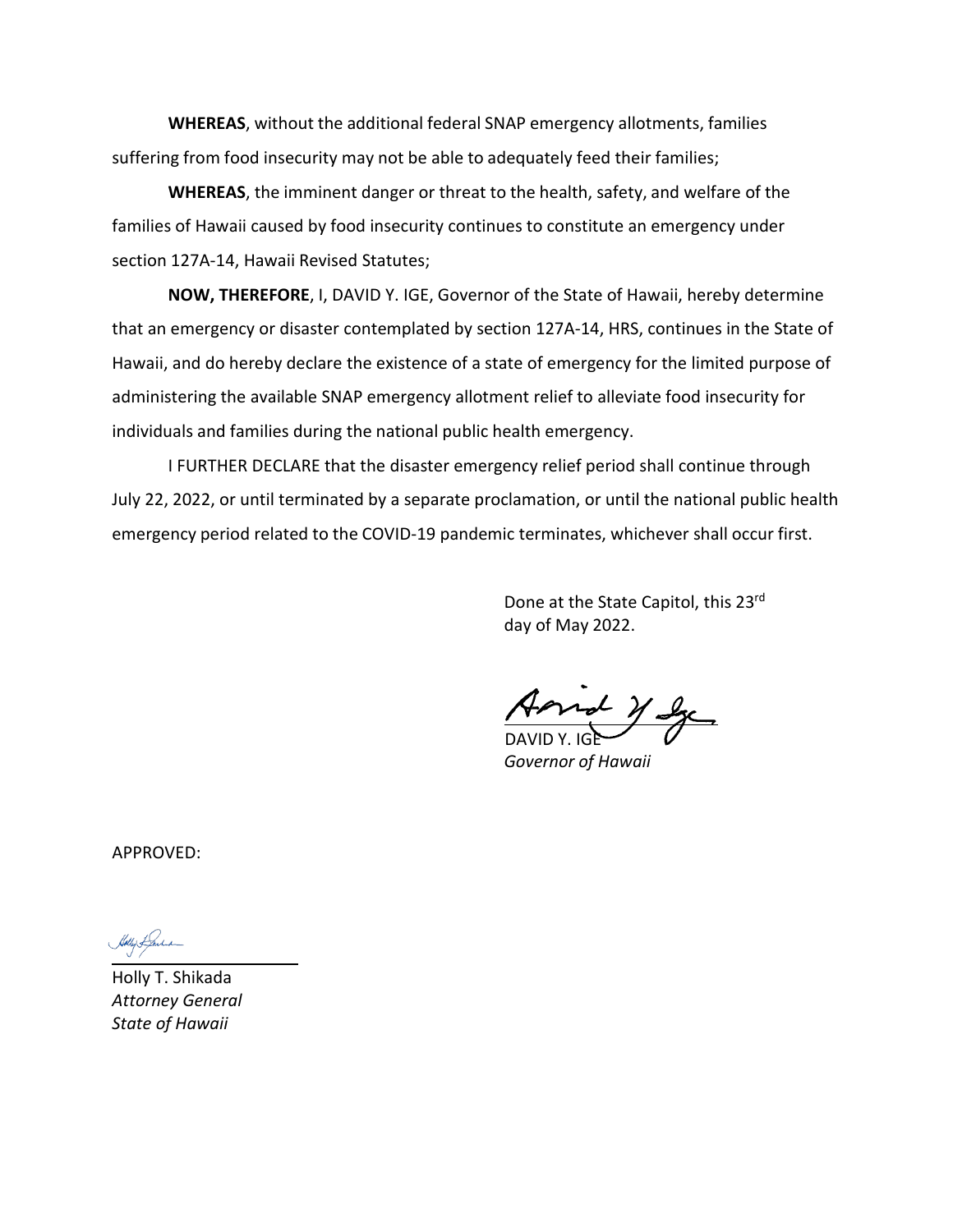**WHEREAS**, without the additional federal SNAP emergency allotments, families suffering from food insecurity may not be able to adequately feed their families;

**WHEREAS**, the imminent danger or threat to the health, safety, and welfare of the families of Hawaii caused by food insecurity continues to constitute an emergency under section 127A-14, Hawaii Revised Statutes;

**NOW, THEREFORE**, I, DAVID Y. IGE, Governor of the State of Hawaii, hereby determine that an emergency or disaster contemplated by section 127A-14, HRS, continues in the State of Hawaii, and do hereby declare the existence of a state of emergency for the limited purpose of administering the available SNAP emergency allotment relief to alleviate food insecurity for individuals and families during the national public health emergency.

I FURTHER DECLARE that the disaster emergency relief period shall continue through July 22, 2022, or until terminated by a separate proclamation, or until the national public health emergency period related to the COVID-19 pandemic terminates, whichever shall occur first.

Done at the State Capitol, this 23rd day of May 2022.

DAVID Y. IGE
*Governor of Hawaii*

APPROVED:

Holly T. Shikada
*Attorney General*
*State of Hawaii*